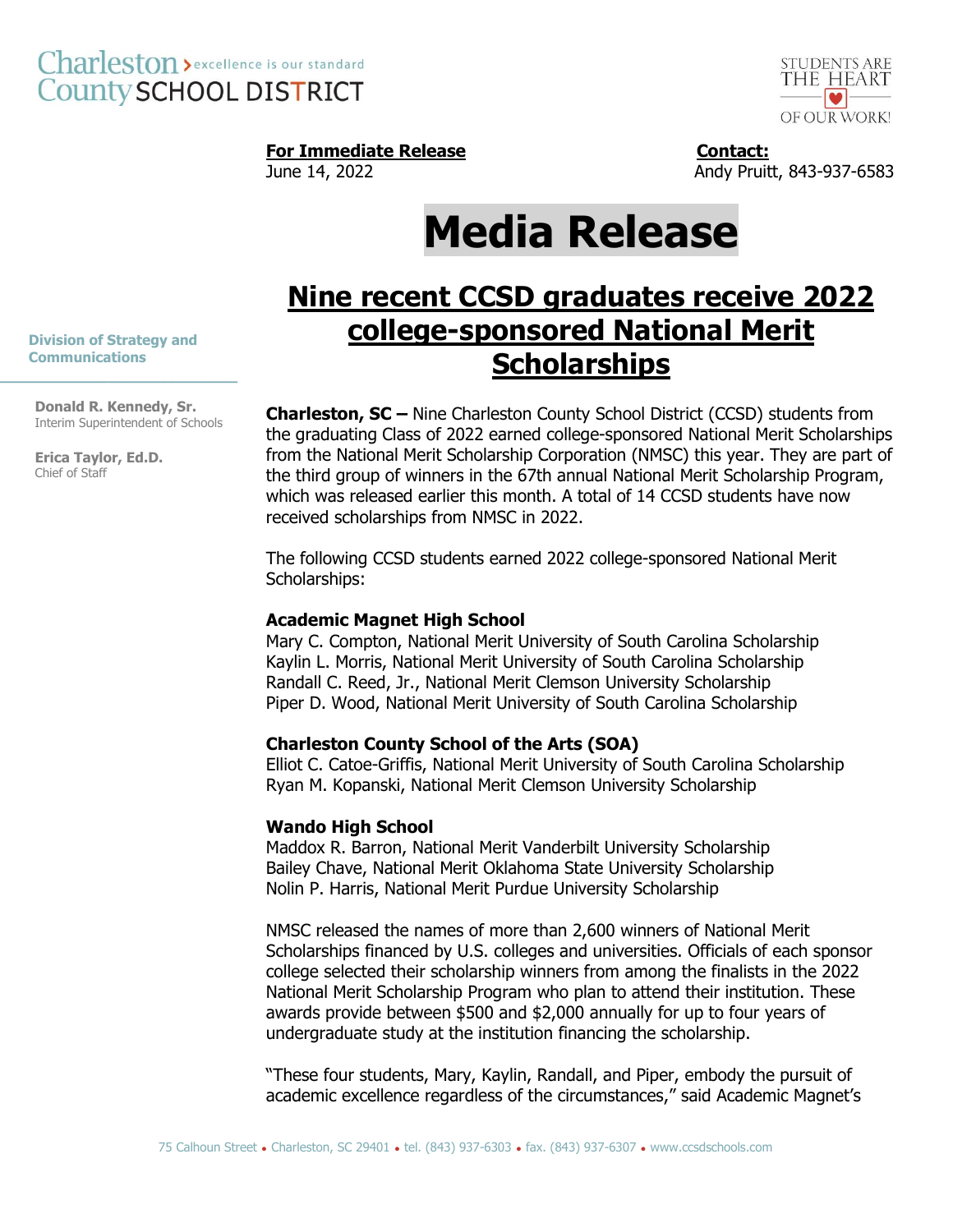Charleston County SCHOOL DISTRICT › excellence is our standard

STUDENTS ARE THE HEART OF OUR WORK!

**For Immediate Release**
June 14, 2022

**Contact:**
Andy Pruitt, 843-937-6583

# Media Release

## Nine recent CCSD graduates receive 2022 college-sponsored National Merit Scholarships

**Division of Strategy and Communications**

**Donald R. Kennedy, Sr.**
Interim Superintendent of Schools

**Erica Taylor, Ed.D.**
Chief of Staff

**Charleston, SC –** Nine Charleston County School District (CCSD) students from the graduating Class of 2022 earned college-sponsored National Merit Scholarships from the National Merit Scholarship Corporation (NMSC) this year. They are part of the third group of winners in the 67th annual National Merit Scholarship Program, which was released earlier this month. A total of 14 CCSD students have now received scholarships from NMSC in 2022.

The following CCSD students earned 2022 college-sponsored National Merit Scholarships:

**Academic Magnet High School**
Mary C. Compton, National Merit University of South Carolina Scholarship
Kaylin L. Morris, National Merit University of South Carolina Scholarship
Randall C. Reed, Jr., National Merit Clemson University Scholarship
Piper D. Wood, National Merit University of South Carolina Scholarship

**Charleston County School of the Arts (SOA)**
Elliot C. Catoe-Griffis, National Merit University of South Carolina Scholarship
Ryan M. Kopanski, National Merit Clemson University Scholarship

**Wando High School**
Maddox R. Barron, National Merit Vanderbilt University Scholarship
Bailey Chave, National Merit Oklahoma State University Scholarship
Nolin P. Harris, National Merit Purdue University Scholarship

NMSC released the names of more than 2,600 winners of National Merit Scholarships financed by U.S. colleges and universities. Officials of each sponsor college selected their scholarship winners from among the finalists in the 2022 National Merit Scholarship Program who plan to attend their institution. These awards provide between $500 and $2,000 annually for up to four years of undergraduate study at the institution financing the scholarship.

"These four students, Mary, Kaylin, Randall, and Piper, embody the pursuit of academic excellence regardless of the circumstances," said Academic Magnet's

75 Calhoun Street • Charleston, SC 29401 • tel. (843) 937-6303 • fax. (843) 937-6307 • www.ccsdschools.com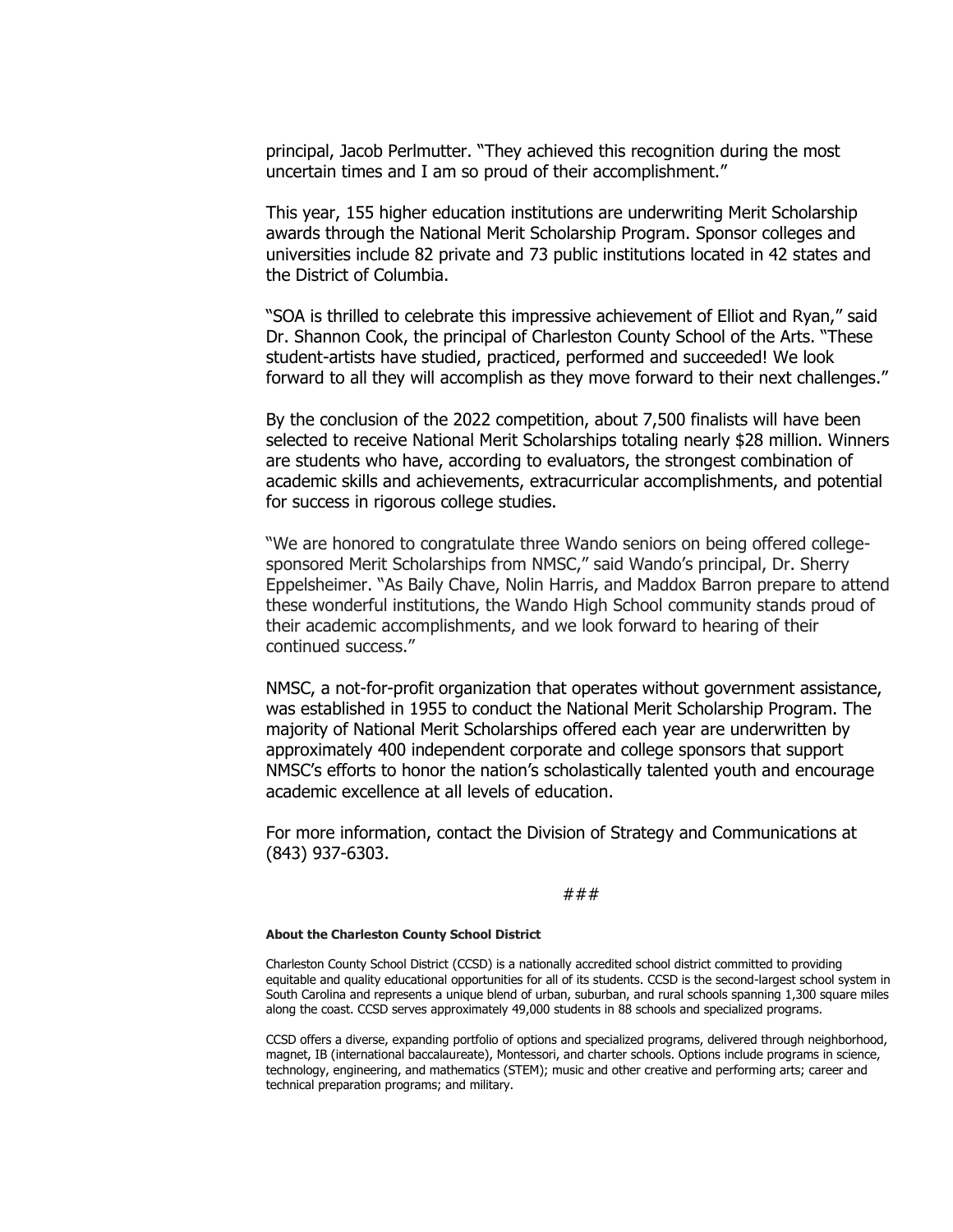principal, Jacob Perlmutter. "They achieved this recognition during the most uncertain times and I am so proud of their accomplishment."

This year, 155 higher education institutions are underwriting Merit Scholarship awards through the National Merit Scholarship Program. Sponsor colleges and universities include 82 private and 73 public institutions located in 42 states and the District of Columbia.

"SOA is thrilled to celebrate this impressive achievement of Elliot and Ryan," said Dr. Shannon Cook, the principal of Charleston County School of the Arts. "These student-artists have studied, practiced, performed and succeeded! We look forward to all they will accomplish as they move forward to their next challenges."

By the conclusion of the 2022 competition, about 7,500 finalists will have been selected to receive National Merit Scholarships totaling nearly $28 million. Winners are students who have, according to evaluators, the strongest combination of academic skills and achievements, extracurricular accomplishments, and potential for success in rigorous college studies.

"We are honored to congratulate three Wando seniors on being offered college-sponsored Merit Scholarships from NMSC," said Wando's principal, Dr. Sherry Eppelsheimer. "As Baily Chave, Nolin Harris, and Maddox Barron prepare to attend these wonderful institutions, the Wando High School community stands proud of their academic accomplishments, and we look forward to hearing of their continued success."

NMSC, a not-for-profit organization that operates without government assistance, was established in 1955 to conduct the National Merit Scholarship Program. The majority of National Merit Scholarships offered each year are underwritten by approximately 400 independent corporate and college sponsors that support NMSC's efforts to honor the nation's scholastically talented youth and encourage academic excellence at all levels of education.

For more information, contact the Division of Strategy and Communications at (843) 937-6303.

###

**About the Charleston County School District**

Charleston County School District (CCSD) is a nationally accredited school district committed to providing equitable and quality educational opportunities for all of its students. CCSD is the second-largest school system in South Carolina and represents a unique blend of urban, suburban, and rural schools spanning 1,300 square miles along the coast. CCSD serves approximately 49,000 students in 88 schools and specialized programs.

CCSD offers a diverse, expanding portfolio of options and specialized programs, delivered through neighborhood, magnet, IB (international baccalaureate), Montessori, and charter schools. Options include programs in science, technology, engineering, and mathematics (STEM); music and other creative and performing arts; career and technical preparation programs; and military.